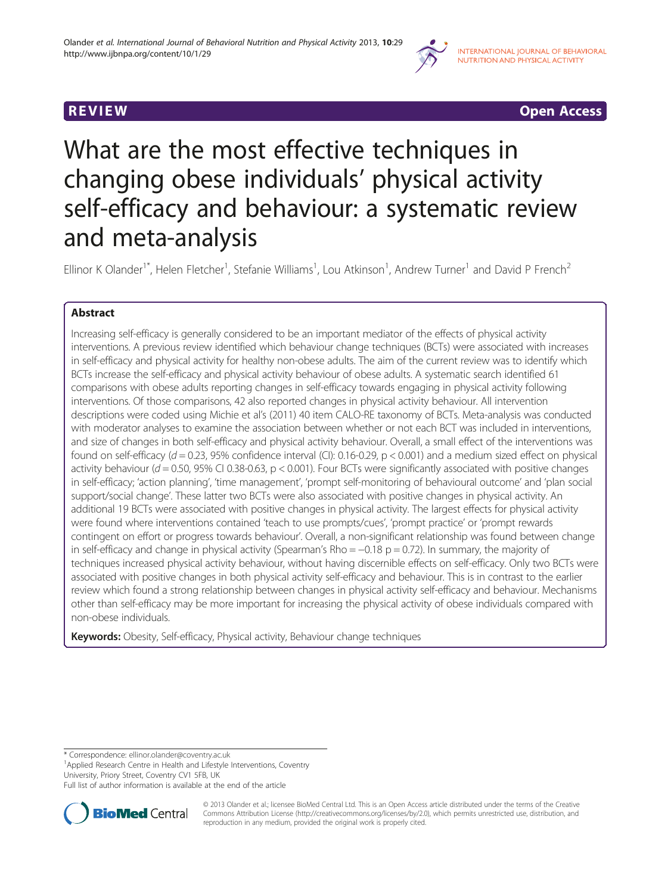REVIEW Open Access

# What are the most effective techniques in changing obese individuals' physical activity self-efficacy and behaviour: a systematic review and meta-analysis

Ellinor K Olander[1*], Helen Fletcher[1], Stefanie Williams[1], Lou Atkinson[1], Andrew Turner[1] and David P French[2]

## Abstract

Increasing self-efficacy is generally considered to be an important mediator of the effects of physical activity interventions. A previous review identified which behaviour change techniques (BCTs) were associated with increases in self-efficacy and physical activity for healthy non-obese adults. The aim of the current review was to identify which BCTs increase the self-efficacy and physical activity behaviour of obese adults. A systematic search identified 61 comparisons with obese adults reporting changes in self-efficacy towards engaging in physical activity following interventions. Of those comparisons, 42 also reported changes in physical activity behaviour. All intervention descriptions were coded using Michie et al's (2011) 40 item CALO-RE taxonomy of BCTs. Meta-analysis was conducted with moderator analyses to examine the association between whether or not each BCT was included in interventions, and size of changes in both self-efficacy and physical activity behaviour. Overall, a small effect of the interventions was found on self-efficacy ($d = 0.23$, 95% confidence interval (CI): 0.16-0.29, $p < 0.001$) and a medium sized effect on physical activity behaviour ($d = 0.50$, 95% CI 0.38-0.63, $p < 0.001$). Four BCTs were significantly associated with positive changes in self-efficacy; 'action planning', 'time management', 'prompt self-monitoring of behavioural outcome' and 'plan social support/social change'. These latter two BCTs were also associated with positive changes in physical activity. An additional 19 BCTs were associated with positive changes in physical activity. The largest effects for physical activity were found where interventions contained 'teach to use prompts/cues', 'prompt practice' or 'prompt rewards contingent on effort or progress towards behaviour'. Overall, a non-significant relationship was found between change in self-efficacy and change in physical activity (Spearman's Rho = −0.18 $p = 0.72$). In summary, the majority of techniques increased physical activity behaviour, without having discernible effects on self-efficacy. Only two BCTs were associated with positive changes in both physical activity self-efficacy and behaviour. This is in contrast to the earlier review which found a strong relationship between changes in physical activity self-efficacy and behaviour. Mechanisms other than self-efficacy may be more important for increasing the physical activity of obese individuals compared with non-obese individuals.

**Keywords:** Obesity, Self-efficacy, Physical activity, Behaviour change techniques

---

* Correspondence: ellinor.olander@coventry.ac.uk
[1]Applied Research Centre in Health and Lifestyle Interventions, Coventry University, Priory Street, Coventry CV1 5FB, UK
Full list of author information is available at the end of the article

© 2013 Olander et al.; licensee BioMed Central Ltd. This is an Open Access article distributed under the terms of the Creative Commons Attribution License (http://creativecommons.org/licenses/by/2.0), which permits unrestricted use, distribution, and reproduction in any medium, provided the original work is properly cited.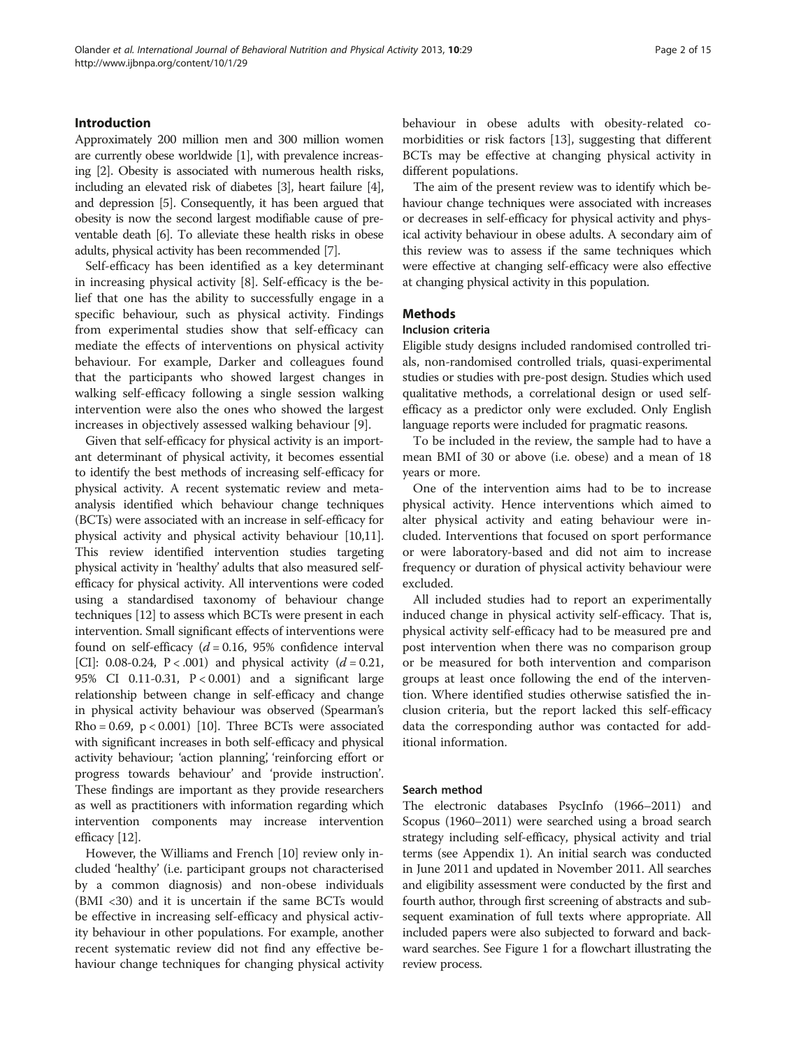## Introduction

Approximately 200 million men and 300 million women are currently obese worldwide [1], with prevalence increasing [2]. Obesity is associated with numerous health risks, including an elevated risk of diabetes [3], heart failure [4], and depression [5]. Consequently, it has been argued that obesity is now the second largest modifiable cause of preventable death [6]. To alleviate these health risks in obese adults, physical activity has been recommended [7].

Self-efficacy has been identified as a key determinant in increasing physical activity [8]. Self-efficacy is the belief that one has the ability to successfully engage in a specific behaviour, such as physical activity. Findings from experimental studies show that self-efficacy can mediate the effects of interventions on physical activity behaviour. For example, Darker and colleagues found that the participants who showed largest changes in walking self-efficacy following a single session walking intervention were also the ones who showed the largest increases in objectively assessed walking behaviour [9].

Given that self-efficacy for physical activity is an important determinant of physical activity, it becomes essential to identify the best methods of increasing self-efficacy for physical activity. A recent systematic review and meta-analysis identified which behaviour change techniques (BCTs) were associated with an increase in self-efficacy for physical activity and physical activity behaviour [10,11]. This review identified intervention studies targeting physical activity in 'healthy' adults that also measured self-efficacy for physical activity. All interventions were coded using a standardised taxonomy of behaviour change techniques [12] to assess which BCTs were present in each intervention. Small significant effects of interventions were found on self-efficacy ($d = 0.16$, 95% confidence interval [CI]: 0.08-0.24, $P < .001$) and physical activity ($d = 0.21$, 95% CI 0.11-0.31, $P < 0.001$) and a significant large relationship between change in self-efficacy and change in physical activity behaviour was observed (Spearman's Rho = 0.69, $p < 0.001$) [10]. Three BCTs were associated with significant increases in both self-efficacy and physical activity behaviour; 'action planning', 'reinforcing effort or progress towards behaviour' and 'provide instruction'. These findings are important as they provide researchers as well as practitioners with information regarding which intervention components may increase intervention efficacy [12].

However, the Williams and French [10] review only included 'healthy' (i.e. participant groups not characterised by a common diagnosis) and non-obese individuals (BMI <30) and it is uncertain if the same BCTs would be effective in increasing self-efficacy and physical activity behaviour in other populations. For example, another recent systematic review did not find any effective behaviour change techniques for changing physical activity behaviour in obese adults with obesity-related co-morbidities or risk factors [13], suggesting that different BCTs may be effective at changing physical activity in different populations.

The aim of the present review was to identify which behaviour change techniques were associated with increases or decreases in self-efficacy for physical activity and physical activity behaviour in obese adults. A secondary aim of this review was to assess if the same techniques which were effective at changing self-efficacy were also effective at changing physical activity in this population.

## Methods

### Inclusion criteria

Eligible study designs included randomised controlled trials, non-randomised controlled trials, quasi-experimental studies or studies with pre-post design. Studies which used qualitative methods, a correlational design or used self-efficacy as a predictor only were excluded. Only English language reports were included for pragmatic reasons.

To be included in the review, the sample had to have a mean BMI of 30 or above (i.e. obese) and a mean of 18 years or more.

One of the intervention aims had to be to increase physical activity. Hence interventions which aimed to alter physical activity and eating behaviour were included. Interventions that focused on sport performance or were laboratory-based and did not aim to increase frequency or duration of physical activity behaviour were excluded.

All included studies had to report an experimentally induced change in physical activity self-efficacy. That is, physical activity self-efficacy had to be measured pre and post intervention when there was no comparison group or be measured for both intervention and comparison groups at least once following the end of the intervention. Where identified studies otherwise satisfied the inclusion criteria, but the report lacked this self-efficacy data the corresponding author was contacted for additional information.

### Search method

The electronic databases PsycInfo (1966–2011) and Scopus (1960–2011) were searched using a broad search strategy including self-efficacy, physical activity and trial terms (see Appendix 1). An initial search was conducted in June 2011 and updated in November 2011. All searches and eligibility assessment were conducted by the first and fourth author, through first screening of abstracts and subsequent examination of full texts where appropriate. All included papers were also subjected to forward and backward searches. See Figure 1 for a flowchart illustrating the review process.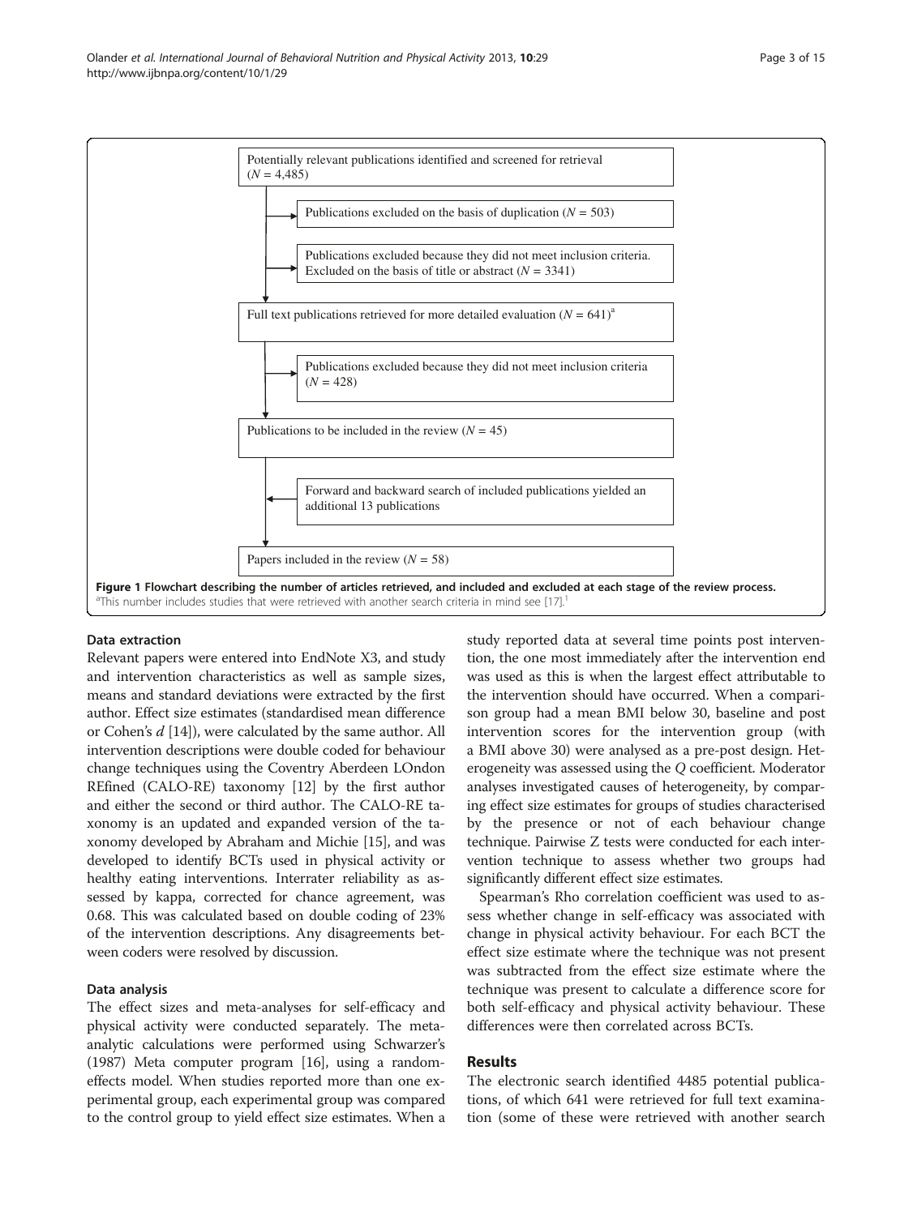Potentially relevant publications identified and screened for retrieval ($N$ = 4,485)

Publications excluded on the basis of duplication ($N$ = 503)

Publications excluded because they did not meet inclusion criteria. Excluded on the basis of title or abstract ($N$ = 3341)

Full text publications retrieved for more detailed evaluation ($N$ = 641)[a]

Publications excluded because they did not meet inclusion criteria ($N$ = 428)

Publications to be included in the review ($N$ = 45)

Forward and backward search of included publications yielded an additional 13 publications

Papers included in the review ($N$ = 58)

**Figure 1 Flowchart describing the number of articles retrieved, and included and excluded at each stage of the review process.**
[a]This number includes studies that were retrieved with another search criteria in mind see [17].[1]

### Data extraction

Relevant papers were entered into EndNote X3, and study and intervention characteristics as well as sample sizes, means and standard deviations were extracted by the first author. Effect size estimates (standardised mean difference or Cohen's $d$ [14]), were calculated by the same author. All intervention descriptions were double coded for behaviour change techniques using the Coventry Aberdeen LOndon REfined (CALO-RE) taxonomy [12] by the first author and either the second or third author. The CALO-RE taxonomy is an updated and expanded version of the taxonomy developed by Abraham and Michie [15], and was developed to identify BCTs used in physical activity or healthy eating interventions. Interrater reliability as assessed by kappa, corrected for chance agreement, was 0.68. This was calculated based on double coding of 23% of the intervention descriptions. Any disagreements between coders were resolved by discussion.

### Data analysis

The effect sizes and meta-analyses for self-efficacy and physical activity were conducted separately. The meta-analytic calculations were performed using Schwarzer's (1987) Meta computer program [16], using a random-effects model. When studies reported more than one experimental group, each experimental group was compared to the control group to yield effect size estimates. When a study reported data at several time points post intervention, the one most immediately after the intervention end was used as this is when the largest effect attributable to the intervention should have occurred. When a comparison group had a mean BMI below 30, baseline and post intervention scores for the intervention group (with a BMI above 30) were analysed as a pre-post design. Heterogeneity was assessed using the $Q$ coefficient. Moderator analyses investigated causes of heterogeneity, by comparing effect size estimates for groups of studies characterised by the presence or not of each behaviour change technique. Pairwise Z tests were conducted for each intervention technique to assess whether two groups had significantly different effect size estimates.

Spearman's Rho correlation coefficient was used to assess whether change in self-efficacy was associated with change in physical activity behaviour. For each BCT the effect size estimate where the technique was not present was subtracted from the effect size estimate where the technique was present to calculate a difference score for both self-efficacy and physical activity behaviour. These differences were then correlated across BCTs.

## Results

The electronic search identified 4485 potential publications, of which 641 were retrieved for full text examination (some of these were retrieved with another search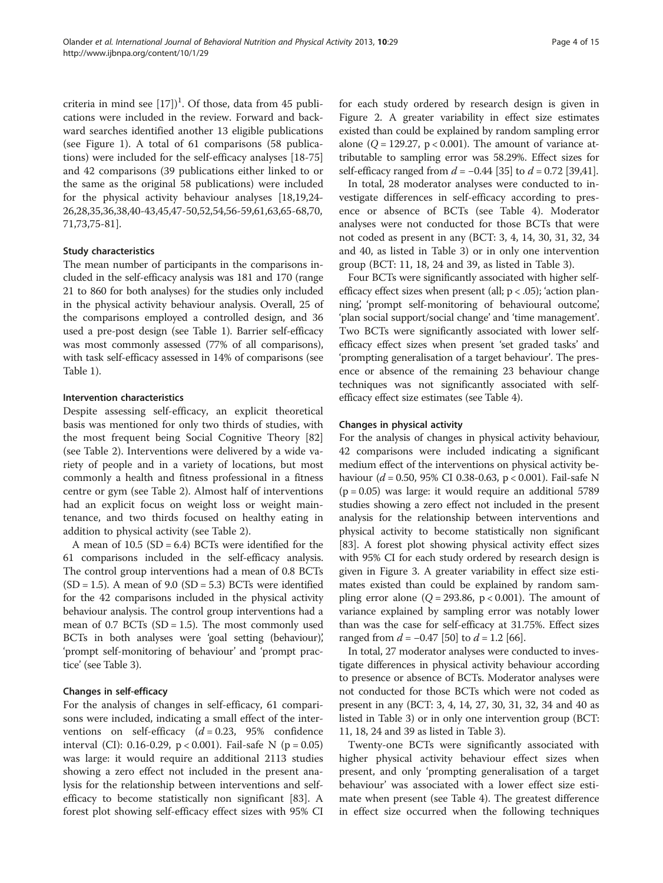criteria in mind see [17])[1]. Of those, data from 45 publications were included in the review. Forward and backward searches identified another 13 eligible publications (see Figure 1). A total of 61 comparisons (58 publications) were included for the self-efficacy analyses [18-75] and 42 comparisons (39 publications either linked to or the same as the original 58 publications) were included for the physical activity behaviour analyses [18,19,24-26,28,35,36,38,40-43,45,47-50,52,54,56-59,61,63,65-68,70,71,73,75-81].

### Study characteristics

The mean number of participants in the comparisons included in the self-efficacy analysis was 181 and 170 (range 21 to 860 for both analyses) for the studies only included in the physical activity behaviour analysis. Overall, 25 of the comparisons employed a controlled design, and 36 used a pre-post design (see Table 1). Barrier self-efficacy was most commonly assessed (77% of all comparisons), with task self-efficacy assessed in 14% of comparisons (see Table 1).

### Intervention characteristics

Despite assessing self-efficacy, an explicit theoretical basis was mentioned for only two thirds of studies, with the most frequent being Social Cognitive Theory [82] (see Table 2). Interventions were delivered by a wide variety of people and in a variety of locations, but most commonly a health and fitness professional in a fitness centre or gym (see Table 2). Almost half of interventions had an explicit focus on weight loss or weight maintenance, and two thirds focused on healthy eating in addition to physical activity (see Table 2).

A mean of 10.5 (SD = 6.4) BCTs were identified for the 61 comparisons included in the self-efficacy analysis. The control group interventions had a mean of 0.8 BCTs (SD = 1.5). A mean of 9.0 (SD = 5.3) BCTs were identified for the 42 comparisons included in the physical activity behaviour analysis. The control group interventions had a mean of 0.7 BCTs (SD = 1.5). The most commonly used BCTs in both analyses were 'goal setting (behaviour)', 'prompt self-monitoring of behaviour' and 'prompt practice' (see Table 3).

### Changes in self-efficacy

For the analysis of changes in self-efficacy, 61 comparisons were included, indicating a small effect of the interventions on self-efficacy ($d = 0.23$, 95% confidence interval (CI): 0.16-0.29, $p < 0.001$). Fail-safe N ($p = 0.05$) was large: it would require an additional 2113 studies showing a zero effect not included in the present analysis for the relationship between interventions and self-efficacy to become statistically non significant [83]. A forest plot showing self-efficacy effect sizes with 95% CI for each study ordered by research design is given in Figure 2. A greater variability in effect size estimates existed than could be explained by random sampling error alone ($Q = 129.27$, $p < 0.001$). The amount of variance attributable to sampling error was 58.29%. Effect sizes for self-efficacy ranged from $d = -0.44$ [35] to $d = 0.72$ [39,41].

In total, 28 moderator analyses were conducted to investigate differences in self-efficacy according to presence or absence of BCTs (see Table 4). Moderator analyses were not conducted for those BCTs that were not coded as present in any (BCT: 3, 4, 14, 30, 31, 32, 34 and 40, as listed in Table 3) or in only one intervention group (BCT: 11, 18, 24 and 39, as listed in Table 3).

Four BCTs were significantly associated with higher self-efficacy effect sizes when present (all; $p < .05$); 'action planning', 'prompt self-monitoring of behavioural outcome', 'plan social support/social change' and 'time management'. Two BCTs were significantly associated with lower self-efficacy effect sizes when present 'set graded tasks' and 'prompting generalisation of a target behaviour'. The presence or absence of the remaining 23 behaviour change techniques was not significantly associated with self-efficacy effect size estimates (see Table 4).

### Changes in physical activity

For the analysis of changes in physical activity behaviour, 42 comparisons were included indicating a significant medium effect of the interventions on physical activity behaviour ($d = 0.50$, 95% CI 0.38-0.63, $p < 0.001$). Fail-safe N ($p = 0.05$) was large: it would require an additional 5789 studies showing a zero effect not included in the present analysis for the relationship between interventions and physical activity to become statistically non significant [83]. A forest plot showing physical activity effect sizes with 95% CI for each study ordered by research design is given in Figure 3. A greater variability in effect size estimates existed than could be explained by random sampling error alone ($Q = 293.86$, $p < 0.001$). The amount of variance explained by sampling error was notably lower than was the case for self-efficacy at 31.75%. Effect sizes ranged from $d = -0.47$ [50] to $d = 1.2$ [66].

In total, 27 moderator analyses were conducted to investigate differences in physical activity behaviour according to presence or absence of BCTs. Moderator analyses were not conducted for those BCTs which were not coded as present in any (BCT: 3, 4, 14, 27, 30, 31, 32, 34 and 40 as listed in Table 3) or in only one intervention group (BCT: 11, 18, 24 and 39 as listed in Table 3).

Twenty-one BCTs were significantly associated with higher physical activity behaviour effect sizes when present, and only 'prompting generalisation of a target behaviour' was associated with a lower effect size estimate when present (see Table 4). The greatest difference in effect size occurred when the following techniques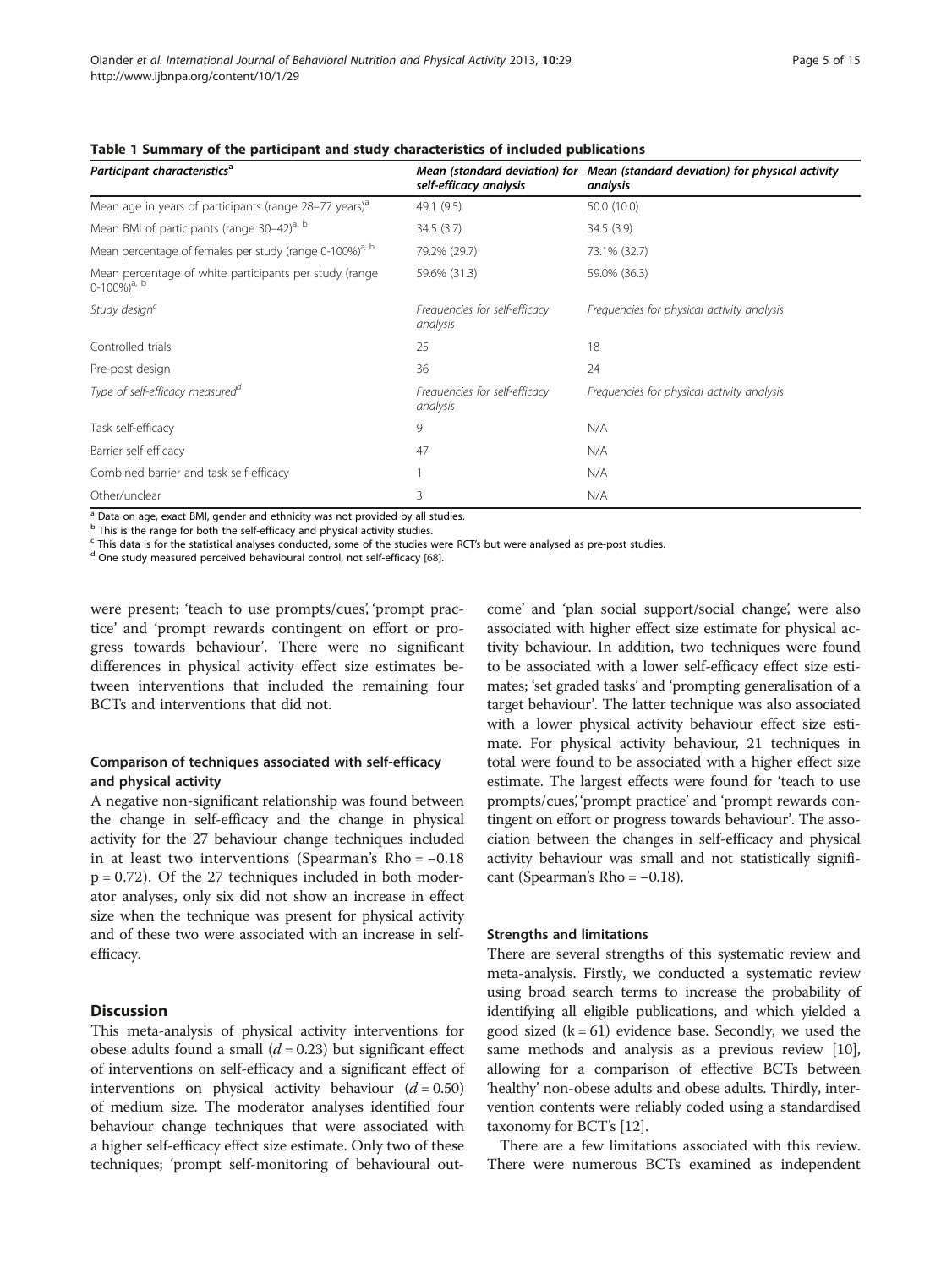**Table 1 Summary of the participant and study characteristics of included publications**

| *Participant characteristics*[a] | *Mean (standard deviation) for self-efficacy analysis* | *Mean (standard deviation) for physical activity analysis* |
|---|---|---|
| Mean age in years of participants (range 28–77 years)[a] | 49.1 (9.5) | 50.0 (10.0) |
| Mean BMI of participants (range 30–42)[a, b] | 34.5 (3.7) | 34.5 (3.9) |
| Mean percentage of females per study (range 0-100%)[a, b] | 79.2% (29.7) | 73.1% (32.7) |
| Mean percentage of white participants per study (range 0-100%)[a, b] | 59.6% (31.3) | 59.0% (36.3) |
| *Study design*[c] | *Frequencies for self-efficacy analysis* | *Frequencies for physical activity analysis* |
| Controlled trials | 25 | 18 |
| Pre-post design | 36 | 24 |
| *Type of self-efficacy measured*[d] | *Frequencies for self-efficacy analysis* | *Frequencies for physical activity analysis* |
| Task self-efficacy | 9 | N/A |
| Barrier self-efficacy | 47 | N/A |
| Combined barrier and task self-efficacy | 1 | N/A |
| Other/unclear | 3 | N/A |

[a] Data on age, exact BMI, gender and ethnicity was not provided by all studies.
[b] This is the range for both the self-efficacy and physical activity studies.
[c] This data is for the statistical analyses conducted, some of the studies were RCT's but were analysed as pre-post studies.
[d] One study measured perceived behavioural control, not self-efficacy [68].

were present; 'teach to use prompts/cues', 'prompt practice' and 'prompt rewards contingent on effort or progress towards behaviour'. There were no significant differences in physical activity effect size estimates between interventions that included the remaining four BCTs and interventions that did not.

### Comparison of techniques associated with self-efficacy and physical activity

A negative non-significant relationship was found between the change in self-efficacy and the change in physical activity for the 27 behaviour change techniques included in at least two interventions (Spearman's Rho = −0.18 p = 0.72). Of the 27 techniques included in both moderator analyses, only six did not show an increase in effect size when the technique was present for physical activity and of these two were associated with an increase in self-efficacy.

## Discussion

This meta-analysis of physical activity interventions for obese adults found a small ($d = 0.23$) but significant effect of interventions on self-efficacy and a significant effect of interventions on physical activity behaviour ($d = 0.50$) of medium size. The moderator analyses identified four behaviour change techniques that were associated with a higher self-efficacy effect size estimate. Only two of these techniques; 'prompt self-monitoring of behavioural outcome' and 'plan social support/social change', were also associated with higher effect size estimate for physical activity behaviour. In addition, two techniques were found to be associated with a lower self-efficacy effect size estimates; 'set graded tasks' and 'prompting generalisation of a target behaviour'. The latter technique was also associated with a lower physical activity behaviour effect size estimate. For physical activity behaviour, 21 techniques in total were found to be associated with a higher effect size estimate. The largest effects were found for 'teach to use prompts/cues', 'prompt practice' and 'prompt rewards contingent on effort or progress towards behaviour'. The association between the changes in self-efficacy and physical activity behaviour was small and not statistically significant (Spearman's Rho = −0.18).

### Strengths and limitations

There are several strengths of this systematic review and meta-analysis. Firstly, we conducted a systematic review using broad search terms to increase the probability of identifying all eligible publications, and which yielded a good sized (k = 61) evidence base. Secondly, we used the same methods and analysis as a previous review [10], allowing for a comparison of effective BCTs between 'healthy' non-obese adults and obese adults. Thirdly, intervention contents were reliably coded using a standardised taxonomy for BCT's [12].

There are a few limitations associated with this review. There were numerous BCTs examined as independent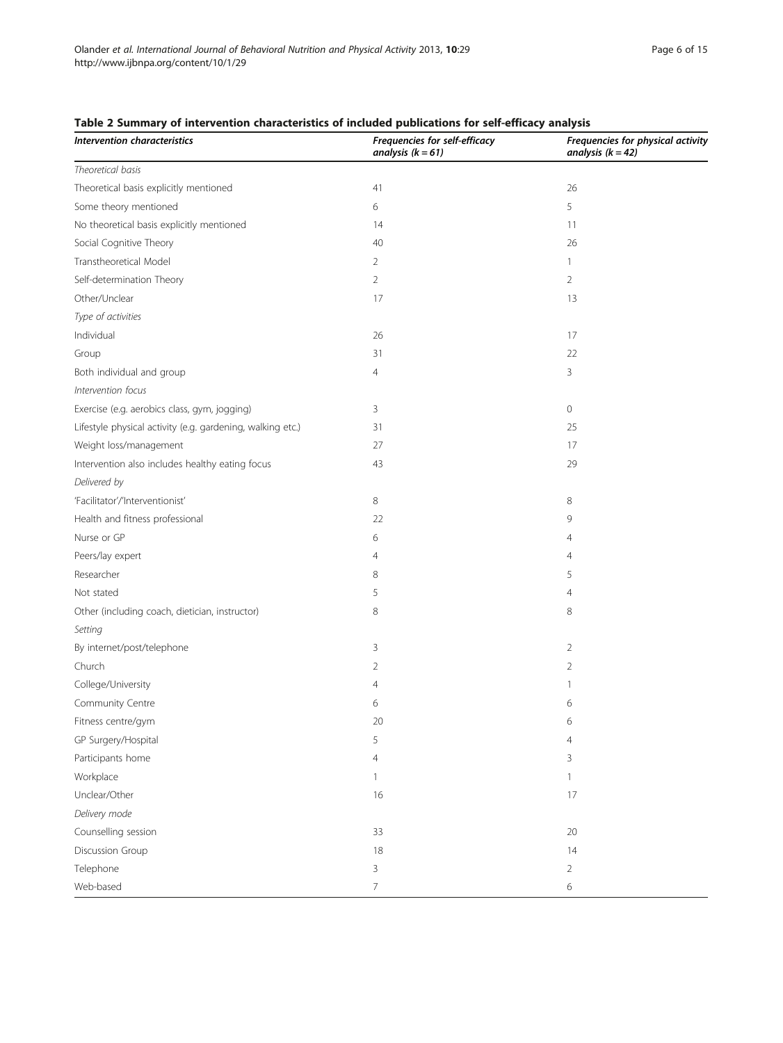**Table 2 Summary of intervention characteristics of included publications for self-efficacy analysis**

| *Intervention characteristics* | *Frequencies for self-efficacy analysis (k = 61)* | *Frequencies for physical activity analysis (k = 42)* |
|---|---|---|
| *Theoretical basis* | | |
| Theoretical basis explicitly mentioned | 41 | 26 |
| Some theory mentioned | 6 | 5 |
| No theoretical basis explicitly mentioned | 14 | 11 |
| Social Cognitive Theory | 40 | 26 |
| Transtheoretical Model | 2 | 1 |
| Self-determination Theory | 2 | 2 |
| Other/Unclear | 17 | 13 |
| *Type of activities* | | |
| Individual | 26 | 17 |
| Group | 31 | 22 |
| Both individual and group | 4 | 3 |
| *Intervention focus* | | |
| Exercise (e.g. aerobics class, gym, jogging) | 3 | 0 |
| Lifestyle physical activity (e.g. gardening, walking etc.) | 31 | 25 |
| Weight loss/management | 27 | 17 |
| Intervention also includes healthy eating focus | 43 | 29 |
| *Delivered by* | | |
| 'Facilitator'/'Interventionist' | 8 | 8 |
| Health and fitness professional | 22 | 9 |
| Nurse or GP | 6 | 4 |
| Peers/lay expert | 4 | 4 |
| Researcher | 8 | 5 |
| Not stated | 5 | 4 |
| Other (including coach, dietician, instructor) | 8 | 8 |
| *Setting* | | |
| By internet/post/telephone | 3 | 2 |
| Church | 2 | 2 |
| College/University | 4 | 1 |
| Community Centre | 6 | 6 |
| Fitness centre/gym | 20 | 6 |
| GP Surgery/Hospital | 5 | 4 |
| Participants home | 4 | 3 |
| Workplace | 1 | 1 |
| Unclear/Other | 16 | 17 |
| *Delivery mode* | | |
| Counselling session | 33 | 20 |
| Discussion Group | 18 | 14 |
| Telephone | 3 | 2 |
| Web-based | 7 | 6 |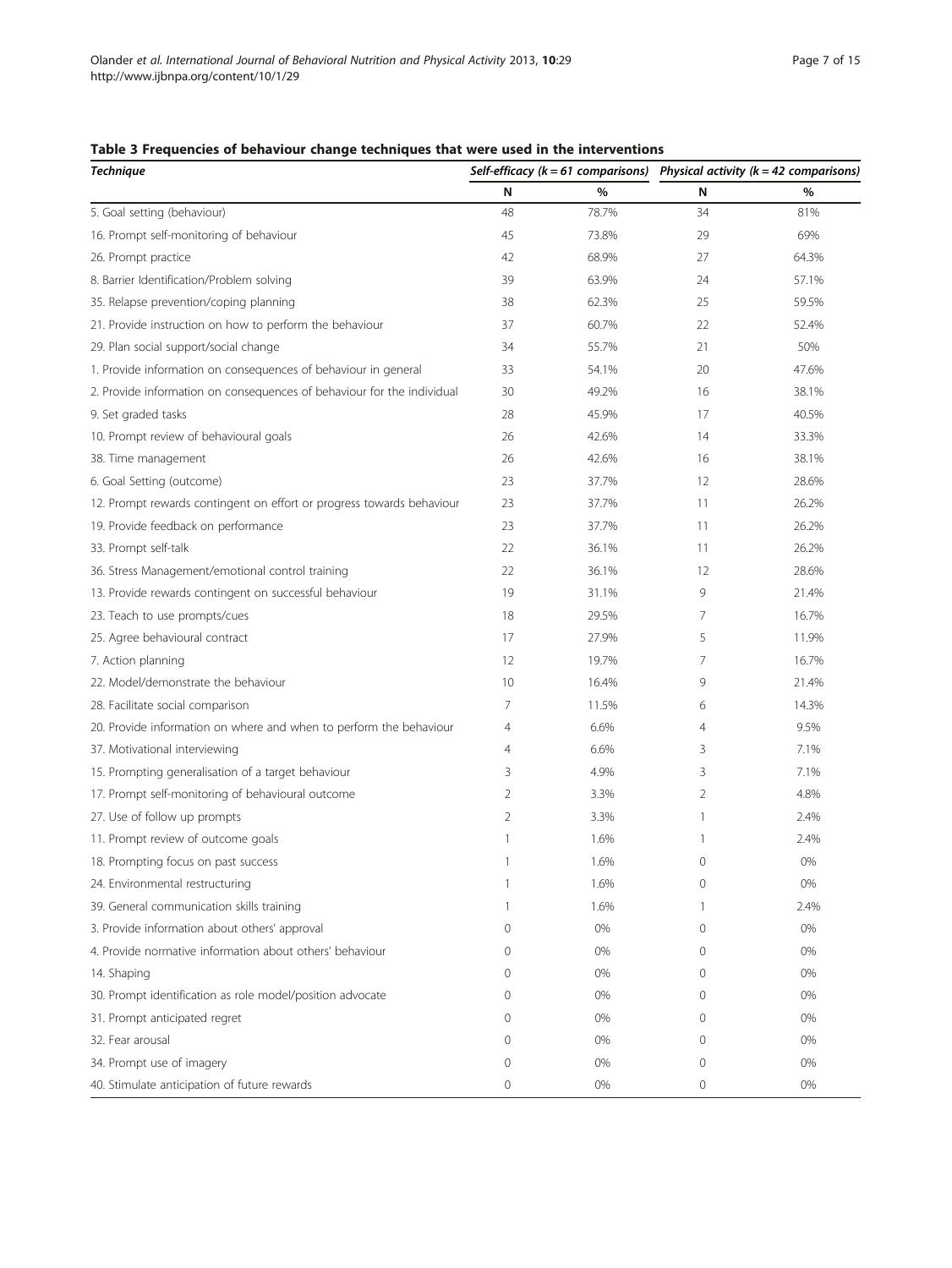**Table 3 Frequencies of behaviour change techniques that were used in the interventions**

| *Technique* | *Self-efficacy (k = 61 comparisons)* | | *Physical activity (k = 42 comparisons)* | |
|---|---|---|---|---|
| | N | % | N | % |
| 5. Goal setting (behaviour) | 48 | 78.7% | 34 | 81% |
| 16. Prompt self-monitoring of behaviour | 45 | 73.8% | 29 | 69% |
| 26. Prompt practice | 42 | 68.9% | 27 | 64.3% |
| 8. Barrier Identification/Problem solving | 39 | 63.9% | 24 | 57.1% |
| 35. Relapse prevention/coping planning | 38 | 62.3% | 25 | 59.5% |
| 21. Provide instruction on how to perform the behaviour | 37 | 60.7% | 22 | 52.4% |
| 29. Plan social support/social change | 34 | 55.7% | 21 | 50% |
| 1. Provide information on consequences of behaviour in general | 33 | 54.1% | 20 | 47.6% |
| 2. Provide information on consequences of behaviour for the individual | 30 | 49.2% | 16 | 38.1% |
| 9. Set graded tasks | 28 | 45.9% | 17 | 40.5% |
| 10. Prompt review of behavioural goals | 26 | 42.6% | 14 | 33.3% |
| 38. Time management | 26 | 42.6% | 16 | 38.1% |
| 6. Goal Setting (outcome) | 23 | 37.7% | 12 | 28.6% |
| 12. Prompt rewards contingent on effort or progress towards behaviour | 23 | 37.7% | 11 | 26.2% |
| 19. Provide feedback on performance | 23 | 37.7% | 11 | 26.2% |
| 33. Prompt self-talk | 22 | 36.1% | 11 | 26.2% |
| 36. Stress Management/emotional control training | 22 | 36.1% | 12 | 28.6% |
| 13. Provide rewards contingent on successful behaviour | 19 | 31.1% | 9 | 21.4% |
| 23. Teach to use prompts/cues | 18 | 29.5% | 7 | 16.7% |
| 25. Agree behavioural contract | 17 | 27.9% | 5 | 11.9% |
| 7. Action planning | 12 | 19.7% | 7 | 16.7% |
| 22. Model/demonstrate the behaviour | 10 | 16.4% | 9 | 21.4% |
| 28. Facilitate social comparison | 7 | 11.5% | 6 | 14.3% |
| 20. Provide information on where and when to perform the behaviour | 4 | 6.6% | 4 | 9.5% |
| 37. Motivational interviewing | 4 | 6.6% | 3 | 7.1% |
| 15. Prompting generalisation of a target behaviour | 3 | 4.9% | 3 | 7.1% |
| 17. Prompt self-monitoring of behavioural outcome | 2 | 3.3% | 2 | 4.8% |
| 27. Use of follow up prompts | 2 | 3.3% | 1 | 2.4% |
| 11. Prompt review of outcome goals | 1 | 1.6% | 1 | 2.4% |
| 18. Prompting focus on past success | 1 | 1.6% | 0 | 0% |
| 24. Environmental restructuring | 1 | 1.6% | 0 | 0% |
| 39. General communication skills training | 1 | 1.6% | 1 | 2.4% |
| 3. Provide information about others' approval | 0 | 0% | 0 | 0% |
| 4. Provide normative information about others' behaviour | 0 | 0% | 0 | 0% |
| 14. Shaping | 0 | 0% | 0 | 0% |
| 30. Prompt identification as role model/position advocate | 0 | 0% | 0 | 0% |
| 31. Prompt anticipated regret | 0 | 0% | 0 | 0% |
| 32. Fear arousal | 0 | 0% | 0 | 0% |
| 34. Prompt use of imagery | 0 | 0% | 0 | 0% |
| 40. Stimulate anticipation of future rewards | 0 | 0% | 0 | 0% |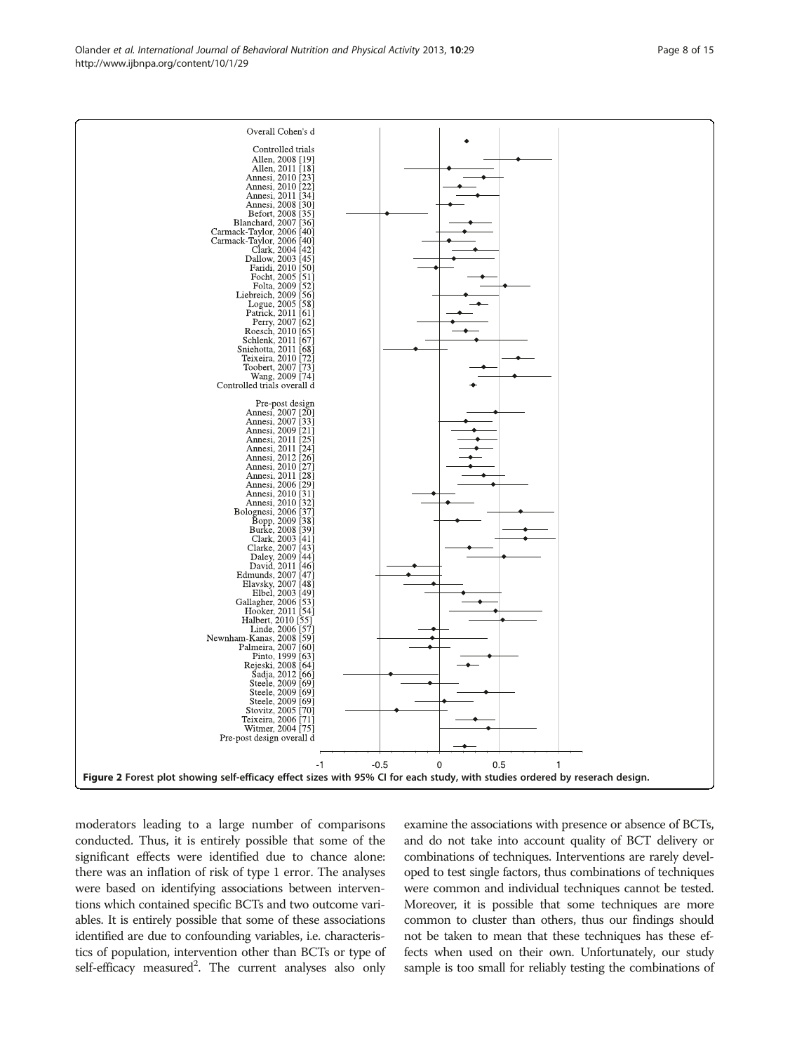Figure 2 Forest plot showing self-efficacy effect sizes with 95% CI for each study, with studies ordered by reserach design.

moderators leading to a large number of comparisons conducted. Thus, it is entirely possible that some of the significant effects were identified due to chance alone: there was an inflation of risk of type 1 error. The analyses were based on identifying associations between interventions which contained specific BCTs and two outcome variables. It is entirely possible that some of these associations identified are due to confounding variables, i.e. characteristics of population, intervention other than BCTs or type of self-efficacy measured[2]. The current analyses also only examine the associations with presence or absence of BCTs, and do not take into account quality of BCT delivery or combinations of techniques. Interventions are rarely developed to test single factors, thus combinations of techniques were common and individual techniques cannot be tested. Moreover, it is possible that some techniques are more common to cluster than others, thus our findings should not be taken to mean that these techniques has these effects when used on their own. Unfortunately, our study sample is too small for reliably testing the combinations of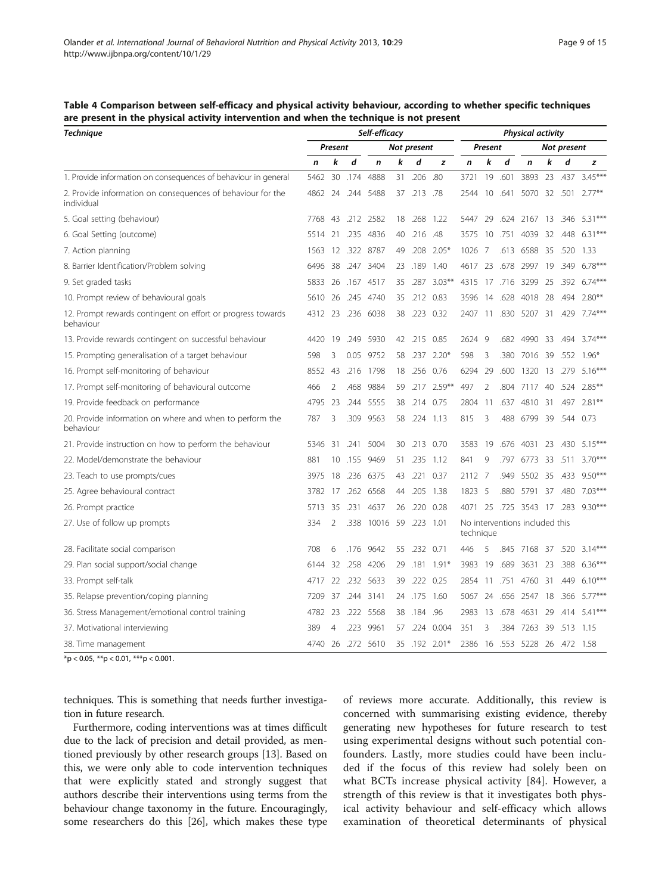**Table 4 Comparison between self-efficacy and physical activity behaviour, according to whether specific techniques are present in the physical activity intervention and when the technique is not present**

| Technique | Self-efficacy | | | | | | | Physical activity | | | | | | |
|---|---|---|---|---|---|---|---|---|---|---|---|---|---|---|
| | Present | | | Not present | | | | Present | | | Not present | | | |
| | n | k | d | n | k | d | z | n | k | d | n | k | d | z |
| 1. Provide information on consequences of behaviour in general | 5462 | 30 | .174 | 4888 | 31 | .206 | .80 | 3721 | 19 | .601 | 3893 | 23 | .437 | 3.45*** |
| 2. Provide information on consequences of behaviour for the individual | 4862 | 24 | .244 | 5488 | 37 | .213 | .78 | 2544 | 10 | .641 | 5070 | 32 | .501 | 2.77** |
| 5. Goal setting (behaviour) | 7768 | 43 | .212 | 2582 | 18 | .268 | 1.22 | 5447 | 29 | .624 | 2167 | 13 | .346 | 5.31*** |
| 6. Goal Setting (outcome) | 5514 | 21 | .235 | 4836 | 40 | .216 | .48 | 3575 | 10 | .751 | 4039 | 32 | .448 | 6.31*** |
| 7. Action planning | 1563 | 12 | .322 | 8787 | 49 | .208 | 2.05* | 1026 | 7 | .613 | 6588 | 35 | .520 | 1.33 |
| 8. Barrier Identification/Problem solving | 6496 | 38 | .247 | 3404 | 23 | .189 | 1.40 | 4617 | 23 | .678 | 2997 | 19 | .349 | 6.78*** |
| 9. Set graded tasks | 5833 | 26 | .167 | 4517 | 35 | .287 | 3.03** | 4315 | 17 | .716 | 3299 | 25 | .392 | 6.74*** |
| 10. Prompt review of behavioural goals | 5610 | 26 | .245 | 4740 | 35 | .212 | 0.83 | 3596 | 14 | .628 | 4018 | 28 | .494 | 2.80** |
| 12. Prompt rewards contingent on effort or progress towards behaviour | 4312 | 23 | .236 | 6038 | 38 | .223 | 0.32 | 2407 | 11 | .830 | 5207 | 31 | .429 | 7.74*** |
| 13. Provide rewards contingent on successful behaviour | 4420 | 19 | .249 | 5930 | 42 | .215 | 0.85 | 2624 | 9 | .682 | 4990 | 33 | .494 | 3.74*** |
| 15. Prompting generalisation of a target behaviour | 598 | 3 | 0.05 | 9752 | 58 | .237 | 2.20* | 598 | 3 | .380 | 7016 | 39 | .552 | 1.96* |
| 16. Prompt self-monitoring of behaviour | 8552 | 43 | .216 | 1798 | 18 | .256 | 0.76 | 6294 | 29 | .600 | 1320 | 13 | .279 | 5.16*** |
| 17. Prompt self-monitoring of behavioural outcome | 466 | 2 | .468 | 9884 | 59 | .217 | 2.59** | 497 | 2 | .804 | 7117 | 40 | .524 | 2.85** |
| 19. Provide feedback on performance | 4795 | 23 | .244 | 5555 | 38 | .214 | 0.75 | 2804 | 11 | .637 | 4810 | 31 | .497 | 2.81** |
| 20. Provide information on where and when to perform the behaviour | 787 | 3 | .309 | 9563 | 58 | .224 | 1.13 | 815 | 3 | .488 | 6799 | 39 | .544 | 0.73 |
| 21. Provide instruction on how to perform the behaviour | 5346 | 31 | .241 | 5004 | 30 | .213 | 0.70 | 3583 | 19 | .676 | 4031 | 23 | .430 | 5.15*** |
| 22. Model/demonstrate the behaviour | 881 | 10 | .155 | 9469 | 51 | .235 | 1.12 | 841 | 9 | .797 | 6773 | 33 | .511 | 3.70*** |
| 23. Teach to use prompts/cues | 3975 | 18 | .236 | 6375 | 43 | .221 | 0.37 | 2112 | 7 | .949 | 5502 | 35 | .433 | 9.50*** |
| 25. Agree behavioural contract | 3782 | 17 | .262 | 6568 | 44 | .205 | 1.38 | 1823 | 5 | .880 | 5791 | 37 | .480 | 7.03*** |
| 26. Prompt practice | 5713 | 35 | .231 | 4637 | 26 | .220 | 0.28 | 4071 | 25 | .725 | 3543 | 17 | .283 | 9.30*** |
| 27. Use of follow up prompts | 334 | 2 | .338 | 10016 | 59 | .223 | 1.01 | No interventions included this technique | | | | | | |
| 28. Facilitate social comparison | 708 | 6 | .176 | 9642 | 55 | .232 | 0.71 | 446 | 5 | .845 | 7168 | 37 | .520 | 3.14*** |
| 29. Plan social support/social change | 6144 | 32 | .258 | 4206 | 29 | .181 | 1.91* | 3983 | 19 | .689 | 3631 | 23 | .388 | 6.36*** |
| 33. Prompt self-talk | 4717 | 22 | .232 | 5633 | 39 | .222 | 0.25 | 2854 | 11 | .751 | 4760 | 31 | .449 | 6.10*** |
| 35. Relapse prevention/coping planning | 7209 | 37 | .244 | 3141 | 24 | .175 | 1.60 | 5067 | 24 | .656 | 2547 | 18 | .366 | 5.77*** |
| 36. Stress Management/emotional control training | 4782 | 23 | .222 | 5568 | 38 | .184 | .96 | 2983 | 13 | .678 | 4631 | 29 | .414 | 5.41*** |
| 37. Motivational interviewing | 389 | 4 | .223 | 9961 | 57 | .224 | 0.004 | 351 | 3 | .384 | 7263 | 39 | .513 | 1.15 |
| 38. Time management | 4740 | 26 | .272 | 5610 | 35 | .192 | 2.01* | 2386 | 16 | .553 | 5228 | 26 | .472 | 1.58 |

*p < 0.05, **p < 0.01, ***p < 0.001.

techniques. This is something that needs further investigation in future research.

Furthermore, coding interventions was at times difficult due to the lack of precision and detail provided, as mentioned previously by other research groups [13]. Based on this, we were only able to code intervention techniques that were explicitly stated and strongly suggest that authors describe their interventions using terms from the behaviour change taxonomy in the future. Encouragingly, some researchers do this [26], which makes these type of reviews more accurate. Additionally, this review is concerned with summarising existing evidence, thereby generating new hypotheses for future research to test using experimental designs without such potential confounders. Lastly, more studies could have been included if the focus of this review had solely been on what BCTs increase physical activity [84]. However, a strength of this review is that it investigates both physical activity behaviour and self-efficacy which allows examination of theoretical determinants of physical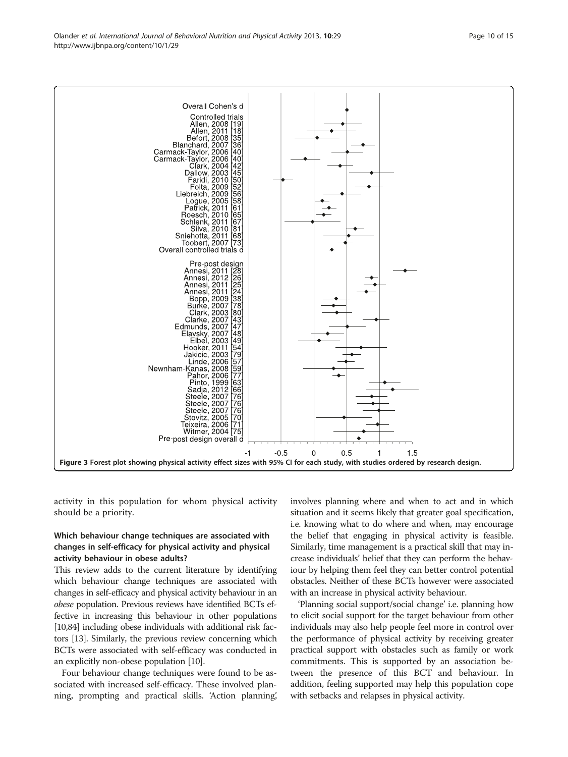Figure 3 Forest plot showing physical activity effect sizes with 95% CI for each study, with studies ordered by research design.

activity in this population for whom physical activity should be a priority.

### Which behaviour change techniques are associated with changes in self-efficacy for physical activity and physical activity behaviour in obese adults?

This review adds to the current literature by identifying which behaviour change techniques are associated with changes in self-efficacy and physical activity behaviour in an *obese* population. Previous reviews have identified BCTs effective in increasing this behaviour in other populations [10,84] including obese individuals with additional risk factors [13]. Similarly, the previous review concerning which BCTs were associated with self-efficacy was conducted in an explicitly non-obese population [10].

Four behaviour change techniques were found to be associated with increased self-efficacy. These involved planning, prompting and practical skills. 'Action planning', involves planning where and when to act and in which situation and it seems likely that greater goal specification, i.e. knowing what to do where and when, may encourage the belief that engaging in physical activity is feasible. Similarly, time management is a practical skill that may increase individuals' belief that they can perform the behaviour by helping them feel they can better control potential obstacles. Neither of these BCTs however were associated with an increase in physical activity behaviour.

'Planning social support/social change' i.e. planning how to elicit social support for the target behaviour from other individuals may also help people feel more in control over the performance of physical activity by receiving greater practical support with obstacles such as family or work commitments. This is supported by an association between the presence of this BCT and behaviour. In addition, feeling supported may help this population cope with setbacks and relapses in physical activity.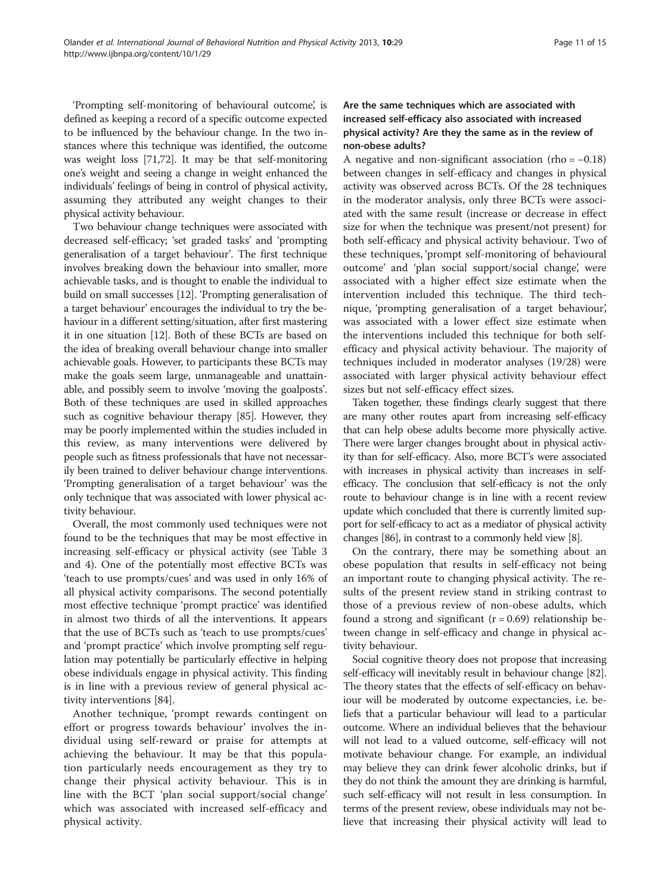'Prompting self-monitoring of behavioural outcome', is defined as keeping a record of a specific outcome expected to be influenced by the behaviour change. In the two instances where this technique was identified, the outcome was weight loss [71,72]. It may be that self-monitoring one's weight and seeing a change in weight enhanced the individuals' feelings of being in control of physical activity, assuming they attributed any weight changes to their physical activity behaviour.

Two behaviour change techniques were associated with decreased self-efficacy; 'set graded tasks' and 'prompting generalisation of a target behaviour'. The first technique involves breaking down the behaviour into smaller, more achievable tasks, and is thought to enable the individual to build on small successes [12]. 'Prompting generalisation of a target behaviour' encourages the individual to try the behaviour in a different setting/situation, after first mastering it in one situation [12]. Both of these BCTs are based on the idea of breaking overall behaviour change into smaller achievable goals. However, to participants these BCTs may make the goals seem large, unmanageable and unattainable, and possibly seem to involve 'moving the goalposts'. Both of these techniques are used in skilled approaches such as cognitive behaviour therapy [85]. However, they may be poorly implemented within the studies included in this review, as many interventions were delivered by people such as fitness professionals that have not necessarily been trained to deliver behaviour change interventions. 'Prompting generalisation of a target behaviour' was the only technique that was associated with lower physical activity behaviour.

Overall, the most commonly used techniques were not found to be the techniques that may be most effective in increasing self-efficacy or physical activity (see Table 3 and 4). One of the potentially most effective BCTs was 'teach to use prompts/cues' and was used in only 16% of all physical activity comparisons. The second potentially most effective technique 'prompt practice' was identified in almost two thirds of all the interventions. It appears that the use of BCTs such as 'teach to use prompts/cues' and 'prompt practice' which involve prompting self regulation may potentially be particularly effective in helping obese individuals engage in physical activity. This finding is in line with a previous review of general physical activity interventions [84].

Another technique, 'prompt rewards contingent on effort or progress towards behaviour' involves the individual using self-reward or praise for attempts at achieving the behaviour. It may be that this population particularly needs encouragement as they try to change their physical activity behaviour. This is in line with the BCT 'plan social support/social change' which was associated with increased self-efficacy and physical activity.

### Are the same techniques which are associated with increased self-efficacy also associated with increased physical activity? Are they the same as in the review of non-obese adults?

A negative and non-significant association (rho = −0.18) between changes in self-efficacy and changes in physical activity was observed across BCTs. Of the 28 techniques in the moderator analysis, only three BCTs were associated with the same result (increase or decrease in effect size for when the technique was present/not present) for both self-efficacy and physical activity behaviour. Two of these techniques, 'prompt self-monitoring of behavioural outcome' and 'plan social support/social change', were associated with a higher effect size estimate when the intervention included this technique. The third technique, 'prompting generalisation of a target behaviour', was associated with a lower effect size estimate when the interventions included this technique for both self-efficacy and physical activity behaviour. The majority of techniques included in moderator analyses (19/28) were associated with larger physical activity behaviour effect sizes but not self-efficacy effect sizes.

Taken together, these findings clearly suggest that there are many other routes apart from increasing self-efficacy that can help obese adults become more physically active. There were larger changes brought about in physical activity than for self-efficacy. Also, more BCT's were associated with increases in physical activity than increases in self-efficacy. The conclusion that self-efficacy is not the only route to behaviour change is in line with a recent review update which concluded that there is currently limited support for self-efficacy to act as a mediator of physical activity changes [86], in contrast to a commonly held view [8].

On the contrary, there may be something about an obese population that results in self-efficacy not being an important route to changing physical activity. The results of the present review stand in striking contrast to those of a previous review of non-obese adults, which found a strong and significant (r = 0.69) relationship between change in self-efficacy and change in physical activity behaviour.

Social cognitive theory does not propose that increasing self-efficacy will inevitably result in behaviour change [82]. The theory states that the effects of self-efficacy on behaviour will be moderated by outcome expectancies, i.e. beliefs that a particular behaviour will lead to a particular outcome. Where an individual believes that the behaviour will not lead to a valued outcome, self-efficacy will not motivate behaviour change. For example, an individual may believe they can drink fewer alcoholic drinks, but if they do not think the amount they are drinking is harmful, such self-efficacy will not result in less consumption. In terms of the present review, obese individuals may not believe that increasing their physical activity will lead to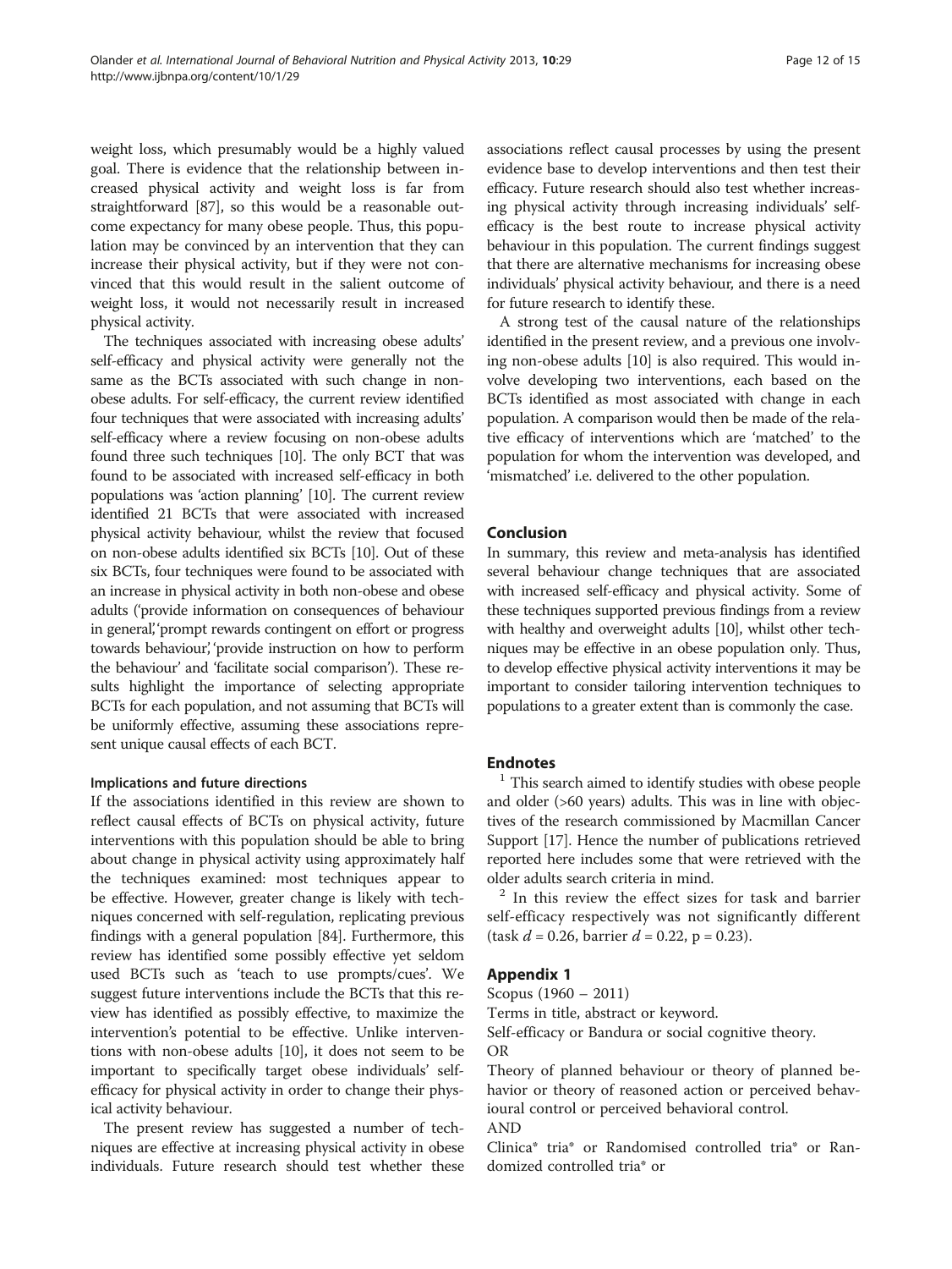weight loss, which presumably would be a highly valued goal. There is evidence that the relationship between increased physical activity and weight loss is far from straightforward [87], so this would be a reasonable outcome expectancy for many obese people. Thus, this population may be convinced by an intervention that they can increase their physical activity, but if they were not convinced that this would result in the salient outcome of weight loss, it would not necessarily result in increased physical activity.

The techniques associated with increasing obese adults' self-efficacy and physical activity were generally not the same as the BCTs associated with such change in non-obese adults. For self-efficacy, the current review identified four techniques that were associated with increasing adults' self-efficacy where a review focusing on non-obese adults found three such techniques [10]. The only BCT that was found to be associated with increased self-efficacy in both populations was 'action planning' [10]. The current review identified 21 BCTs that were associated with increased physical activity behaviour, whilst the review that focused on non-obese adults identified six BCTs [10]. Out of these six BCTs, four techniques were found to be associated with an increase in physical activity in both non-obese and obese adults ('provide information on consequences of behaviour in general', 'prompt rewards contingent on effort or progress towards behaviour', 'provide instruction on how to perform the behaviour' and 'facilitate social comparison'). These results highlight the importance of selecting appropriate BCTs for each population, and not assuming that BCTs will be uniformly effective, assuming these associations represent unique causal effects of each BCT.

#### Implications and future directions

If the associations identified in this review are shown to reflect causal effects of BCTs on physical activity, future interventions with this population should be able to bring about change in physical activity using approximately half the techniques examined: most techniques appear to be effective. However, greater change is likely with techniques concerned with self-regulation, replicating previous findings with a general population [84]. Furthermore, this review has identified some possibly effective yet seldom used BCTs such as 'teach to use prompts/cues'. We suggest future interventions include the BCTs that this review has identified as possibly effective, to maximize the intervention's potential to be effective. Unlike interventions with non-obese adults [10], it does not seem to be important to specifically target obese individuals' self-efficacy for physical activity in order to change their physical activity behaviour.

The present review has suggested a number of techniques are effective at increasing physical activity in obese individuals. Future research should test whether these associations reflect causal processes by using the present evidence base to develop interventions and then test their efficacy. Future research should also test whether increasing physical activity through increasing individuals' self-efficacy is the best route to increase physical activity behaviour in this population. The current findings suggest that there are alternative mechanisms for increasing obese individuals' physical activity behaviour, and there is a need for future research to identify these.

A strong test of the causal nature of the relationships identified in the present review, and a previous one involving non-obese adults [10] is also required. This would involve developing two interventions, each based on the BCTs identified as most associated with change in each population. A comparison would then be made of the relative efficacy of interventions which are 'matched' to the population for whom the intervention was developed, and 'mismatched' i.e. delivered to the other population.

## Conclusion

In summary, this review and meta-analysis has identified several behaviour change techniques that are associated with increased self-efficacy and physical activity. Some of these techniques supported previous findings from a review with healthy and overweight adults [10], whilst other techniques may be effective in an obese population only. Thus, to develop effective physical activity interventions it may be important to consider tailoring intervention techniques to populations to a greater extent than is commonly the case.

## Endnotes

[1] This search aimed to identify studies with obese people and older (>60 years) adults. This was in line with objectives of the research commissioned by Macmillan Cancer Support [17]. Hence the number of publications retrieved reported here includes some that were retrieved with the older adults search criteria in mind.

[2] In this review the effect sizes for task and barrier self-efficacy respectively was not significantly different (task $d = 0.26$, barrier $d = 0.22$, $p = 0.23$).

## Appendix 1

Scopus (1960 – 2011)

Terms in title, abstract or keyword.

Self-efficacy or Bandura or social cognitive theory.

OR

Theory of planned behaviour or theory of planned behavior or theory of reasoned action or perceived behavioural control or perceived behavioral control.

AND

Clinica* tria* or Randomised controlled tria* or Randomized controlled tria* or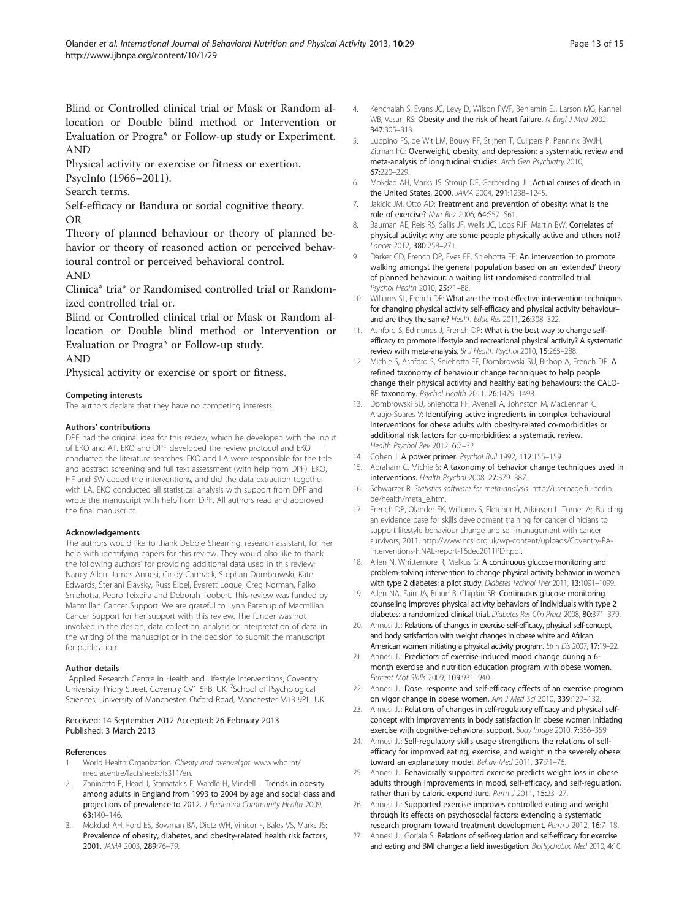Blind or Controlled clinical trial or Mask or Random allocation or Double blind method or Intervention or Evaluation or Progra* or Follow-up study or Experiment.

AND

Physical activity or exercise or fitness or exertion.

PsycInfo (1966–2011).

Search terms.

Self-efficacy or Bandura or social cognitive theory.

OR

Theory of planned behaviour or theory of planned behavior or theory of reasoned action or perceived behavioural control or perceived behavioral control.

AND

Clinica* tria* or Randomised controlled trial or Randomized controlled trial or.

Blind or Controlled clinical trial or Mask or Random allocation or Double blind method or Intervention or Evaluation or Progra* or Follow-up study.

AND

Physical activity or exercise or sport or fitness.

#### Competing interests
The authors declare that they have no competing interests.

#### Authors' contributions
DPF had the original idea for this review, which he developed with the input of EKO and AT. EKO and DPF developed the review protocol and EKO conducted the literature searches. EKO and LA were responsible for the title and abstract screening and full text assessment (with help from DPF). EKO, HF and SW coded the interventions, and did the data extraction together with LA. EKO conducted all statistical analysis with support from DPF and wrote the manuscript with help from DPF. All authors read and approved the final manuscript.

#### Acknowledgements
The authors would like to thank Debbie Shearring, research assistant, for her help with identifying papers for this review. They would also like to thank the following authors' for providing additional data used in this review; Nancy Allen, James Annesi, Cindy Carmack, Stephan Dombrowski, Kate Edwards, Steriani Elavsky, Russ Elbel, Everett Logue, Greg Norman, Falko Sniehotta, Pedro Teixeira and Deborah Toobert. This review was funded by Macmillan Cancer Support. We are grateful to Lynn Batehup of Macmillan Cancer Support for her support with this review. The funder was not involved in the design, data collection, analysis or interpretation of data, in the writing of the manuscript or in the decision to submit the manuscript for publication.

#### Author details
[1]Applied Research Centre in Health and Lifestyle Interventions, Coventry University, Priory Street, Coventry CV1 5FB, UK. [2]School of Psychological Sciences, University of Manchester, Oxford Road, Manchester M13 9PL, UK.

Received: 14 September 2012 Accepted: 26 February 2013
Published: 3 March 2013

#### References
1. World Health Organization: *Obesity and overweight.* www.who.int/mediacentre/factsheets/fs311/en.
2. Zaninotto P, Head J, Stamatakis E, Wardle H, Mindell J: **Trends in obesity among adults in England from 1993 to 2004 by age and social class and projections of prevalence to 2012.** *J Epidemiol Community Health* 2009, **63:**140–146.
3. Mokdad AH, Ford ES, Bowman BA, Dietz WH, Vinicor F, Bales VS, Marks JS: **Prevalence of obesity, diabetes, and obesity-related health risk factors, 2001.** *JAMA* 2003, **289:**76–79.
4. Kenchaiah S, Evans JC, Levy D, Wilson PWF, Benjamin EJ, Larson MG, Kannel WB, Vasan RS: **Obesity and the risk of heart failure.** *N Engl J Med* 2002, **347:**305–313.
5. Luppino FS, de Wit LM, Bouvy PF, Stijnen T, Cuijpers P, Penninx BWJH, Zitman FG: **Overweight, obesity, and depression: a systematic review and meta-analysis of longitudinal studies.** *Arch Gen Psychiatry* 2010, **67:**220–229.
6. Mokdad AH, Marks JS, Stroup DF, Gerberding JL: **Actual causes of death in the United States, 2000.** *JAMA* 2004, **291:**1238–1245.
7. Jakicic JM, Otto AD: **Treatment and prevention of obesity: what is the role of exercise?** *Nutr Rev* 2006, **64:**S57–S61.
8. Bauman AE, Reis RS, Sallis JF, Wells JC, Loos RJF, Martin BW: **Correlates of physical activity: why are some people physically active and others not?** *Lancet* 2012, **380:**258–271.
9. Darker CD, French DP, Eves FF, Sniehotta FF: **An intervention to promote walking amongst the general population based on an 'extended' theory of planned behaviour: a waiting list randomised controlled trial.** *Psychol Health* 2010, **25:**71–88.
10. Williams SL, French DP: **What are the most effective intervention techniques for changing physical activity self-efficacy and physical activity behaviour–and are they the same?** *Health Educ Res* 2011, **26:**308–322.
11. Ashford S, Edmunds J, French DP: **What is the best way to change self-efficacy to promote lifestyle and recreational physical activity? A systematic review with meta-analysis.** *Br J Health Psychol* 2010, **15:**265–288.
12. Michie S, Ashford S, Sniehotta FF, Dombrowski SU, Bishop A, French DP: **A refined taxonomy of behaviour change techniques to help people change their physical activity and healthy eating behaviours: the CALO-RE taxonomy.** *Psychol Health* 2011, **26:**1479–1498.
13. Dombrowski SU, Sniehotta FF, Avenell A, Johnston M, MacLennan G, Araújo-Soares V: **Identifying active ingredients in complex behavioural interventions for obese adults with obesity-related co-morbidities or additional risk factors for co-morbidities: a systematic review.** *Health Psychol Rev* 2012, **6:**7–32.
14. Cohen J: **A power primer.** *Psychol Bull* 1992, **112:**155–159.
15. Abraham C, Michie S: **A taxonomy of behavior change techniques used in interventions.** *Health Psychol* 2008, **27:**379–387.
16. Schwarzer R: *Statistics software for meta-analysis.* http://userpage.fu-berlin.de/health/meta_e.htm.
17. French DP, Olander EK, Williams S, Fletcher H, Atkinson L, Turner A:, Building an evidence base for skills development training for cancer clinicians to support lifestyle behaviour change and self-management with cancer survivors; 2011. http://www.ncsi.org.uk/wp-content/uploads/Coventry-PA-interventions-FINAL-report-16dec2011PDF.pdf.
18. Allen N, Whittemore R, Melkus G: **A continuous glucose monitoring and problem-solving intervention to change physical activity behavior in women with type 2 diabetes: a pilot study.** *Diabetes Technol Ther* 2011, **13:**1091–1099.
19. Allen NA, Fain JA, Braun B, Chipkin SR: **Continuous glucose monitoring counseling improves physical activity behaviors of individuals with type 2 diabetes: a randomized clinical trial.** *Diabetes Res Clin Pract* 2008, **80:**371–379.
20. Annesi JJ: **Relations of changes in exercise self-efficacy, physical self-concept, and body satisfaction with weight changes in obese white and African American women initiating a physical activity program.** *Ethn Dis* 2007, **17:**19–22.
21. Annesi JJ: **Predictors of exercise-induced mood change during a 6-month exercise and nutrition education program with obese women.** *Percept Mot Skills* 2009, **109:**931–940.
22. Annesi JJ: **Dose–response and self-efficacy effects of an exercise program on vigor change in obese women.** *Am J Med Sci* 2010, **339:**127–132.
23. Annesi JJ: **Relations of changes in self-regulatory efficacy and physical self-concept with improvements in body satisfaction in obese women initiating exercise with cognitive-behavioral support.** *Body Image* 2010, **7:**356–359.
24. Annesi JJ: **Self-regulatory skills usage strengthens the relations of self-efficacy for improved eating, exercise, and weight in the severely obese: toward an explanatory model.** *Behav Med* 2011, **37:**71–76.
25. Annesi JJ: **Behaviorally supported exercise predicts weight loss in obese adults through improvements in mood, self-efficacy, and self-regulation, rather than by caloric expenditure.** *Perm J* 2011, **15:**23–27.
26. Annesi JJ: **Supported exercise improves controlled eating and weight through its effects on psychosocial factors: extending a systematic research program toward treatment development.** *Perm J* 2012, **16:**7–18.
27. Annesi JJ, Gorjala S: **Relations of self-regulation and self-efficacy for exercise and eating and BMI change: a field investigation.** *BioPsychoSoc Med* 2010, **4:**10.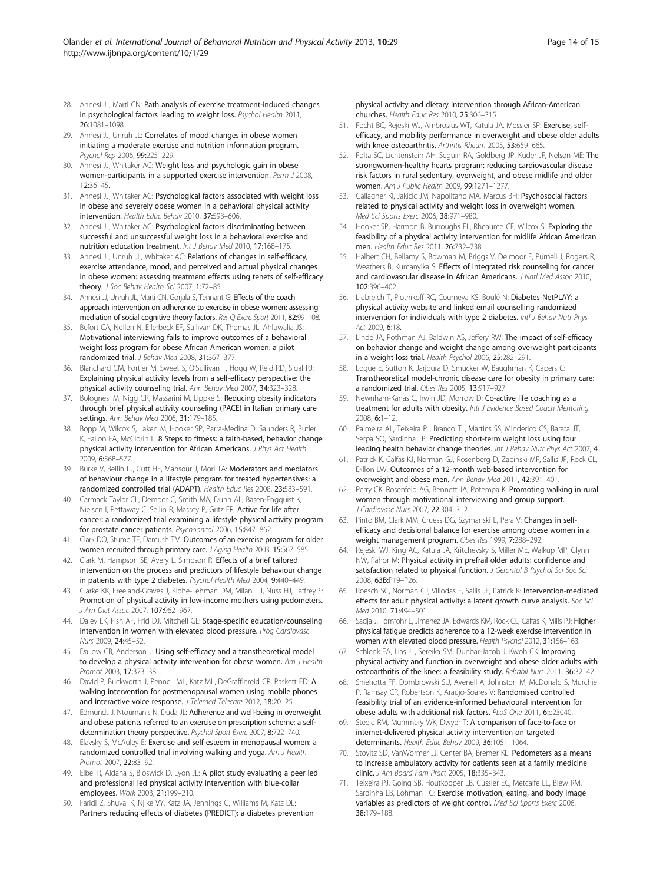28. Annesi JJ, Marti CN: **Path analysis of exercise treatment-induced changes in psychological factors leading to weight loss.** *Psychol Health* 2011, **26:**1081–1098.
29. Annesi JJ, Unruh JL: **Correlates of mood changes in obese women initiating a moderate exercise and nutrition information program.** *Psychol Rep* 2006, **99:**225–229.
30. Annesi JJ, Whitaker AC: **Weight loss and psychologic gain in obese women-participants in a supported exercise intervention.** *Perm J* 2008, **12:**36–45.
31. Annesi JJ, Whitaker AC: **Psychological factors associated with weight loss in obese and severely obese women in a behavioral physical activity intervention.** *Health Educ Behav* 2010, **37:**593–606.
32. Annesi JJ, Whitaker AC: **Psychological factors discriminating between successful and unsuccessful weight loss in a behavioral exercise and nutrition education treatment.** *Int J Behav Med* 2010, **17:**168–175.
33. Annesi JJ, Unruh JL, Whitaker AC: **Relations of changes in self-efficacy, exercise attendance, mood, and perceived and actual physical changes in obese women: assessing treatment effects using tenets of self-efficacy theory.** *J Soc Behav Health Sci* 2007, **1:**72–85.
34. Annesi JJ, Unruh JL, Marti CN, Gorjala S, Tennant G: **Effects of the coach approach intervention on adherence to exercise in obese women: assessing mediation of social cognitive theory factors.** *Res Q Exerc Sport* 2011, **82:**99–108.
35. Befort CA, Nollen N, Ellerbeck EF, Sullivan DK, Thomas JL, Ahluwalia JS: **Motivational interviewing fails to improve outcomes of a behavioral weight loss program for obese African American women: a pilot randomized trial.** *J Behav Med* 2008, **31:**367–377.
36. Blanchard CM, Fortier M, Sweet S, O'Sullivan T, Hogg W, Reid RD, Sigal RJ: **Explaining physical activity levels from a self-efficacy perspective: the physical activity counseling trial.** *Ann Behav Med* 2007, **34:**323–328.
37. Bolognesi M, Nigg CR, Massarini M, Lippke S: **Reducing obesity indicators through brief physical activity counseling (PACE) in Italian primary care settings.** *Ann Behav Med* 2006, **31:**179–185.
38. Bopp M, Wilcox S, Laken M, Hooker SP, Parra-Medina D, Saunders R, Butler K, Fallon EA, McClorin L: **8 Steps to fitness: a faith-based, behavior change physical activity intervention for African Americans.** *J Phys Act Health* 2009, **6:**568–577.
39. Burke V, Beilin LJ, Cutt HE, Mansour J, Mori TA: **Moderators and mediators of behaviour change in a lifestyle program for treated hypertensives: a randomized controlled trial (ADAPT).** *Health Educ Res* 2008, **23:**583–591.
40. Carmack Taylor CL, Demoor C, Smith MA, Dunn AL, Basen-Engquist K, Nielsen I, Pettaway C, Sellin R, Massey P, Gritz ER: **Active for life after cancer: a randomized trial examining a lifestyle physical activity program for prostate cancer patients.** *Psychooncol* 2006, **15:**847–862.
41. Clark DO, Stump TE, Damush TM: **Outcomes of an exercise program for older women recruited through primary care.** *J Aging Health* 2003, **15:**567–585.
42. Clark M, Hampson SE, Avery L, Simpson R: **Effects of a brief tailored intervention on the process and predictors of lifestyle behaviour change in patients with type 2 diabetes.** *Psychol Health Med* 2004, **9:**440–449.
43. Clarke KK, Freeland-Graves J, Klohe-Lehman DM, Milani TJ, Nuss HJ, Laffrey S: **Promotion of physical activity in low-income mothers using pedometers.** *J Am Diet Assoc* 2007, **107:**962–967.
44. Daley LK, Fish AF, Frid DJ, Mitchell GL: **Stage-specific education/counseling intervention in women with elevated blood pressure.** *Prog Cardiovasc Nurs* 2009, **24:**45–52.
45. Dallow CB, Anderson J: **Using self-efficacy and a transtheoretical model to develop a physical activity intervention for obese women.** *Am J Health Promot* 2003, **17:**373–381.
46. David P, Buckworth J, Pennell ML, Katz ML, DeGraffinreid CR, Paskett ED: **A walking intervention for postmenopausal women using mobile phones and interactive voice response.** *J Telemed Telecare* 2012, **18:**20–25.
47. Edmunds J, Ntoumanis N, Duda JL: **Adherence and well-being in overweight and obese patients referred to an exercise on prescription scheme: a self-determination theory perspective.** *Psychol Sport Exerc* 2007, **8:**722–740.
48. Elavsky S, McAuley E: **Exercise and self-esteem in menopausal women: a randomized controlled trial involving walking and yoga.** *Am J Health Promot* 2007, **22:**83–92.
49. Elbel R, Aldana S, Bloswick D, Lyon JL: **A pilot study evaluating a peer led and professional led physical activity intervention with blue-collar employees.** *Work* 2003, **21:**199–210.
50. Faridi Z, Shuval K, Njike VY, Katz JA, Jennings G, Williams M, Katz DL: **Partners reducing effects of diabetes (PREDICT): a diabetes prevention physical activity and dietary intervention through African-American churches.** *Health Educ Res* 2010, **25:**306–315.
51. Focht BC, Rejeski WJ, Ambrosius WT, Katula JA, Messier SP: **Exercise, self-efficacy, and mobility performance in overweight and obese older adults with knee osteoarthritis.** *Arthritis Rheum* 2005, **53:**659–665.
52. Folta SC, Lichtenstein AH, Seguin RA, Goldberg JP, Kuder JF, Nelson ME: **The strongwomen-healthy hearts program: reducing cardiovascular disease risk factors in rural sedentary, overweight, and obese midlife and older women.** *Am J Public Health* 2009, **99:**1271–1277.
53. Gallagher KI, Jakicic JM, Napolitano MA, Marcus BH: **Psychosocial factors related to physical activity and weight loss in overweight women.** *Med Sci Sports Exerc* 2006, **38:**971–980.
54. Hooker SP, Harmon B, Burroughs EL, Rheaume CE, Wilcox S: **Exploring the feasibility of a physical activity intervention for midlife African American men.** *Health Educ Res* 2011, **26:**732–738.
55. Halbert CH, Bellamy S, Bowman M, Briggs V, Delmoor E, Purnell J, Rogers R, Weathers B, Kumanyika S: **Effects of integrated risk counseling for cancer and cardiovascular disease in African Americans.** *J Natl Med Assoc* 2010, **102:**396–402.
56. Liebreich T, Plotnikoff RC, Courneya KS, Boulé N: **Diabetes NetPLAY: a physical activity website and linked email counselling randomized intervention for individuals with type 2 diabetes.** *Intl J Behav Nutr Phys Act* 2009, **6:**18.
57. Linde JA, Rothman AJ, Baldwin AS, Jeffery RW: **The impact of self-efficacy on behavior change and weight change among overweight participants in a weight loss trial.** *Health Psychol* 2006, **25:**282–291.
58. Logue E, Sutton K, Jarjoura D, Smucker W, Baughman K, Capers C: **Transtheoretical model-chronic disease care for obesity in primary care: a randomized trial.** *Obes Res* 2005, **13:**917–927.
59. Newnham-Kanas C, Irwin JD, Morrow D: **Co-active life coaching as a treatment for adults with obesity.** *Intl J Evidence Based Coach Mentoring* 2008, **6:**1–12.
60. Palmeira AL, Teixeira PJ, Branco TL, Martins SS, Minderico CS, Barata JT, Serpa SO, Sardinha LB: **Predicting short-term weight loss using four leading health behavior change theories.** *Int J Behav Nutr Phys Act* 2007, **4**.
61. Patrick K, Calfas KJ, Norman GJ, Rosenberg D, Zabinski MF, Sallis JF, Rock CL, Dillon LW: **Outcomes of a 12-month web-based intervention for overweight and obese men.** *Ann Behav Med* 2011, **42:**391–401.
62. Perry CK, Rosenfeld AG, Bennett JA, Potempa K: **Promoting walking in rural women through motivational interviewing and group support.** *J Cardiovasc Nurs* 2007, **22:**304–312.
63. Pinto BM, Clark MM, Cruess DG, Szymanski L, Pera V: **Changes in self-efficacy and decisional balance for exercise among obese women in a weight management program.** *Obes Res* 1999, **7:**288–292.
64. Rejeski WJ, King AC, Katula JA, Kritchevsky S, Miller ME, Walkup MP, Glynn NW, Pahor M: **Physical activity in prefrail older adults: confidence and satisfaction related to physical function.** *J Gerontol B Psychol Sci Soc Sci* 2008, **63B:**P19–P26.
65. Roesch SC, Norman GJ, Villodas F, Sallis JF, Patrick K: **Intervention-mediated effects for adult physical activity: a latent growth curve analysis.** *Soc Sci Med* 2010, **71:**494–501.
66. Sadja J, Tomfohr L, Jimenez JA, Edwards KM, Rock CL, Calfas K, Mills PJ: **Higher physical fatigue predicts adherence to a 12-week exercise intervention in women with elevated blood pressure.** *Health Psychol* 2012, **31:**156–163.
67. Schlenk EA, Lias JL, Sereika SM, Dunbar-Jacob J, Kwoh CK: **Improving physical activity and function in overweight and obese older adults with osteoarthritis of the knee: a feasibility study.** *Rehabil Nurs* 2011, **36:**32–42.
68. Sniehotta FF, Dombrowski SU, Avenell A, Johnston M, McDonald S, Murchie P, Ramsay CR, Robertson K, Araujo-Soares V: **Randomised controlled feasibility trial of an evidence-informed behavioural intervention for obese adults with additional risk factors.** *PLoS One* 2011, **6:**e23040.
69. Steele RM, Mummery WK, Dwyer T: **A comparison of face-to-face or internet-delivered physical activity intervention on targeted determinants.** *Health Educ Behav* 2009, **36:**1051–1064.
70. Stovitz SD, VanWormer JJ, Center BA, Bremer KL: **Pedometers as a means to increase ambulatory activity for patients seen at a family medicine clinic.** *J Am Board Fam Pract* 2005, **18:**335–343.
71. Teixeira PJ, Going SB, Houtkooper LB, Cussler EC, Metcalfe LL, Blew RM, Sardinha LB, Lohman TG: **Exercise motivation, eating, and body image variables as predictors of weight control.** *Med Sci Sports Exerc* 2006, **38:**179–188.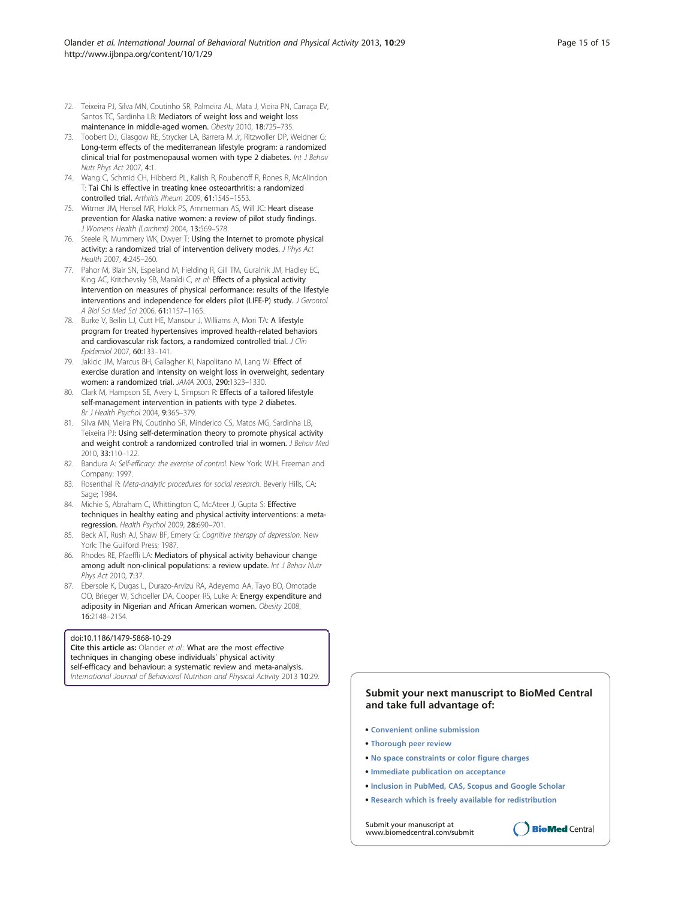72. Teixeira PJ, Silva MN, Coutinho SR, Palmeira AL, Mata J, Vieira PN, Carraça EV, Santos TC, Sardinha LB: **Mediators of weight loss and weight loss maintenance in middle-aged women.** *Obesity* 2010, **18**:725–735.
73. Toobert DJ, Glasgow RE, Strycker LA, Barrera M Jr, Ritzwoller DP, Weidner G: **Long-term effects of the mediterranean lifestyle program: a randomized clinical trial for postmenopausal women with type 2 diabetes.** *Int J Behav Nutr Phys Act* 2007, **4**:1.
74. Wang C, Schmid CH, Hibberd PL, Kalish R, Roubenoff R, Rones R, McAlindon T: **Tai Chi is effective in treating knee osteoarthritis: a randomized controlled trial.** *Arthritis Rheum* 2009, **61**:1545–1553.
75. Witmer JM, Hensel MR, Holck PS, Ammerman AS, Will JC: **Heart disease prevention for Alaska native women: a review of pilot study findings.** *J Womens Health (Larchmt)* 2004, **13**:569–578.
76. Steele R, Mummery WK, Dwyer T: **Using the Internet to promote physical activity: a randomized trial of intervention delivery modes.** *J Phys Act Health* 2007, **4**:245–260.
77. Pahor M, Blair SN, Espeland M, Fielding R, Gill TM, Guralnik JM, Hadley EC, King AC, Kritchevsky SB, Maraldi C, *et al*: **Effects of a physical activity intervention on measures of physical performance: results of the lifestyle interventions and independence for elders pilot (LIFE-P) study.** *J Gerontol A Biol Sci Med Sci* 2006, **61**:1157–1165.
78. Burke V, Beilin LJ, Cutt HE, Mansour J, Williams A, Mori TA: **A lifestyle program for treated hypertensives improved health-related behaviors and cardiovascular risk factors, a randomized controlled trial.** *J Clin Epidemiol* 2007, **60**:133–141.
79. Jakicic JM, Marcus BH, Gallagher KI, Napolitano M, Lang W: **Effect of exercise duration and intensity on weight loss in overweight, sedentary women: a randomized trial.** *JAMA* 2003, **290**:1323–1330.
80. Clark M, Hampson SE, Avery L, Simpson R: **Effects of a tailored lifestyle self-management intervention in patients with type 2 diabetes.** *Br J Health Psychol* 2004, **9**:365–379.
81. Silva MN, Vieira PN, Coutinho SR, Minderico CS, Matos MG, Sardinha LB, Teixeira PJ: **Using self-determination theory to promote physical activity and weight control: a randomized controlled trial in women.** *J Behav Med* 2010, **33**:110–122.
82. Bandura A: *Self-efficacy: the exercise of control.* New York: W.H. Freeman and Company; 1997.
83. Rosenthal R: *Meta-analytic procedures for social research.* Beverly Hills, CA: Sage; 1984.
84. Michie S, Abraham C, Whittington C, McAteer J, Gupta S: **Effective techniques in healthy eating and physical activity interventions: a meta-regression.** *Health Psychol* 2009, **28**:690–701.
85. Beck AT, Rush AJ, Shaw BF, Emery G: *Cognitive therapy of depression.* New York: The Guilford Press; 1987.
86. Rhodes RE, Pfaeffli LA: **Mediators of physical activity behaviour change among adult non-clinical populations: a review update.** *Int J Behav Nutr Phys Act* 2010, **7**:37.
87. Ebersole K, Dugas L, Durazo-Arvizu RA, Adeyemo AA, Tayo BO, Omotade OO, Brieger W, Schoeller DA, Cooper RS, Luke A: **Energy expenditure and adiposity in Nigerian and African American women.** *Obesity* 2008, **16**:2148–2154.

doi:10.1186/1479-5868-10-29

**Cite this article as:** Olander *et al.*: What are the most effective techniques in changing obese individuals' physical activity self-efficacy and behaviour: a systematic review and meta-analysis. *International Journal of Behavioral Nutrition and Physical Activity* 2013 **10**:29.

**Submit your next manuscript to BioMed Central and take full advantage of:**

- **Convenient online submission**
- **Thorough peer review**
- **No space constraints or color figure charges**
- **Immediate publication on acceptance**
- **Inclusion in PubMed, CAS, Scopus and Google Scholar**
- **Research which is freely available for redistribution**

Submit your manuscript at
www.biomedcentral.com/submit

BioMed Central